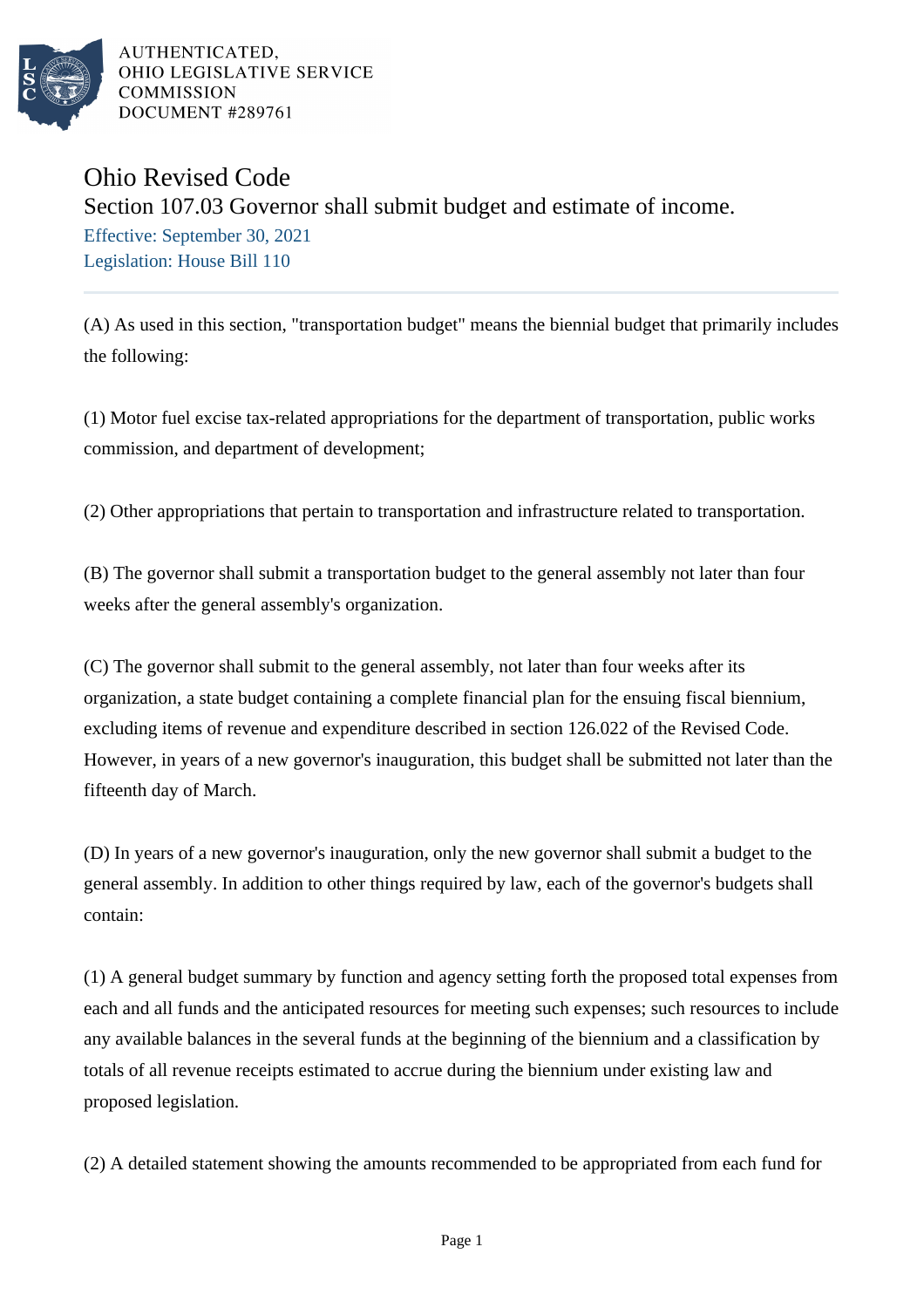AUTHENTICATED,
OHIO LEGISLATIVE SERVICE
COMMISSION
DOCUMENT #289761

# Ohio Revised Code

## Section 107.03 Governor shall submit budget and estimate of income.

Effective: September 30, 2021
Legislation: House Bill 110

(A) As used in this section, "transportation budget" means the biennial budget that primarily includes the following:

(1) Motor fuel excise tax-related appropriations for the department of transportation, public works commission, and department of development;

(2) Other appropriations that pertain to transportation and infrastructure related to transportation.

(B) The governor shall submit a transportation budget to the general assembly not later than four weeks after the general assembly's organization.

(C) The governor shall submit to the general assembly, not later than four weeks after its organization, a state budget containing a complete financial plan for the ensuing fiscal biennium, excluding items of revenue and expenditure described in section 126.022 of the Revised Code. However, in years of a new governor's inauguration, this budget shall be submitted not later than the fifteenth day of March.

(D) In years of a new governor's inauguration, only the new governor shall submit a budget to the general assembly. In addition to other things required by law, each of the governor's budgets shall contain:

(1) A general budget summary by function and agency setting forth the proposed total expenses from each and all funds and the anticipated resources for meeting such expenses; such resources to include any available balances in the several funds at the beginning of the biennium and a classification by totals of all revenue receipts estimated to accrue during the biennium under existing law and proposed legislation.

(2) A detailed statement showing the amounts recommended to be appropriated from each fund for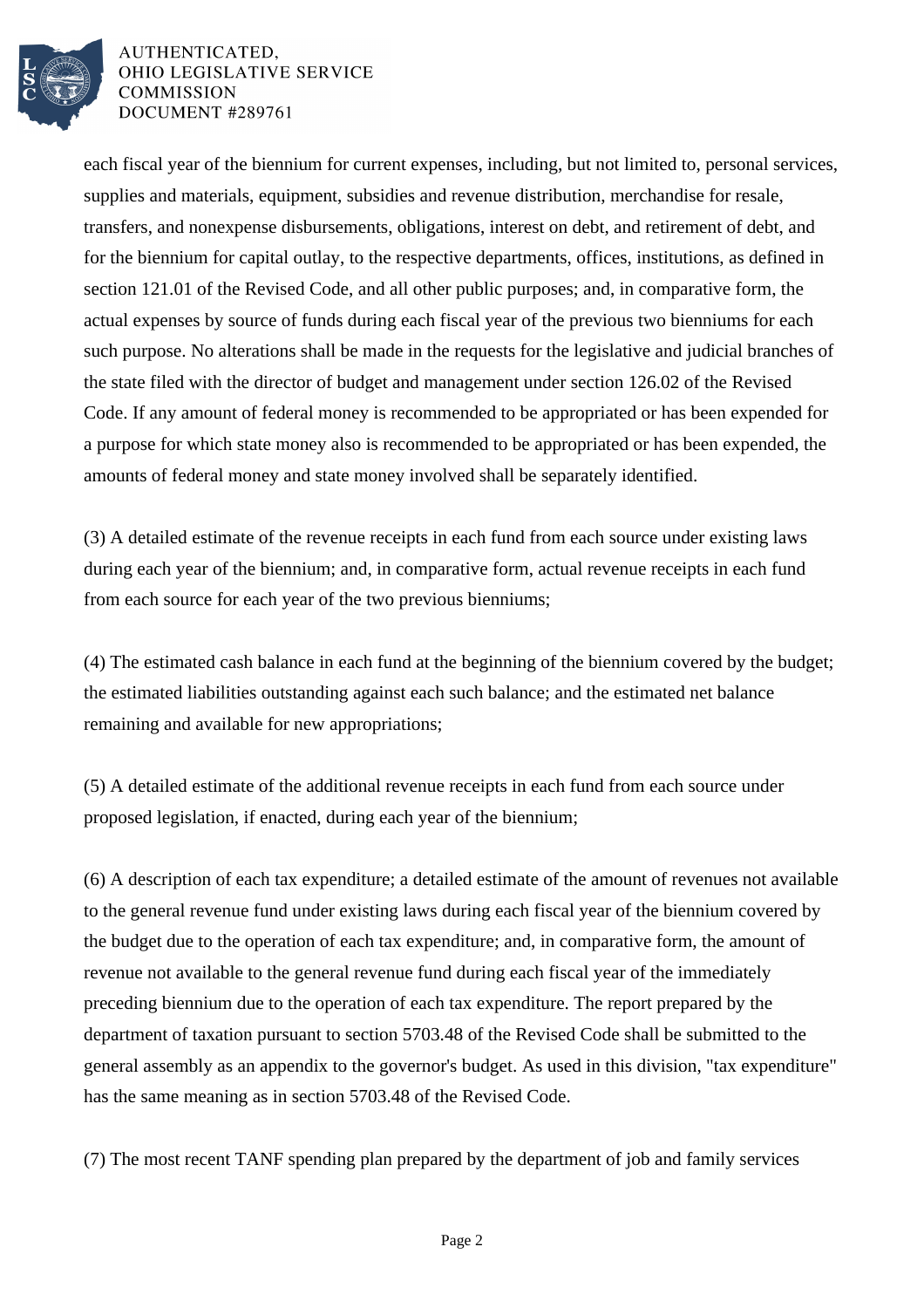each fiscal year of the biennium for current expenses, including, but not limited to, personal services, supplies and materials, equipment, subsidies and revenue distribution, merchandise for resale, transfers, and nonexpense disbursements, obligations, interest on debt, and retirement of debt, and for the biennium for capital outlay, to the respective departments, offices, institutions, as defined in section 121.01 of the Revised Code, and all other public purposes; and, in comparative form, the actual expenses by source of funds during each fiscal year of the previous two bienniums for each such purpose. No alterations shall be made in the requests for the legislative and judicial branches of the state filed with the director of budget and management under section 126.02 of the Revised Code. If any amount of federal money is recommended to be appropriated or has been expended for a purpose for which state money also is recommended to be appropriated or has been expended, the amounts of federal money and state money involved shall be separately identified.

(3) A detailed estimate of the revenue receipts in each fund from each source under existing laws during each year of the biennium; and, in comparative form, actual revenue receipts in each fund from each source for each year of the two previous bienniums;

(4) The estimated cash balance in each fund at the beginning of the biennium covered by the budget; the estimated liabilities outstanding against each such balance; and the estimated net balance remaining and available for new appropriations;

(5) A detailed estimate of the additional revenue receipts in each fund from each source under proposed legislation, if enacted, during each year of the biennium;

(6) A description of each tax expenditure; a detailed estimate of the amount of revenues not available to the general revenue fund under existing laws during each fiscal year of the biennium covered by the budget due to the operation of each tax expenditure; and, in comparative form, the amount of revenue not available to the general revenue fund during each fiscal year of the immediately preceding biennium due to the operation of each tax expenditure. The report prepared by the department of taxation pursuant to section 5703.48 of the Revised Code shall be submitted to the general assembly as an appendix to the governor's budget. As used in this division, "tax expenditure" has the same meaning as in section 5703.48 of the Revised Code.

(7) The most recent TANF spending plan prepared by the department of job and family services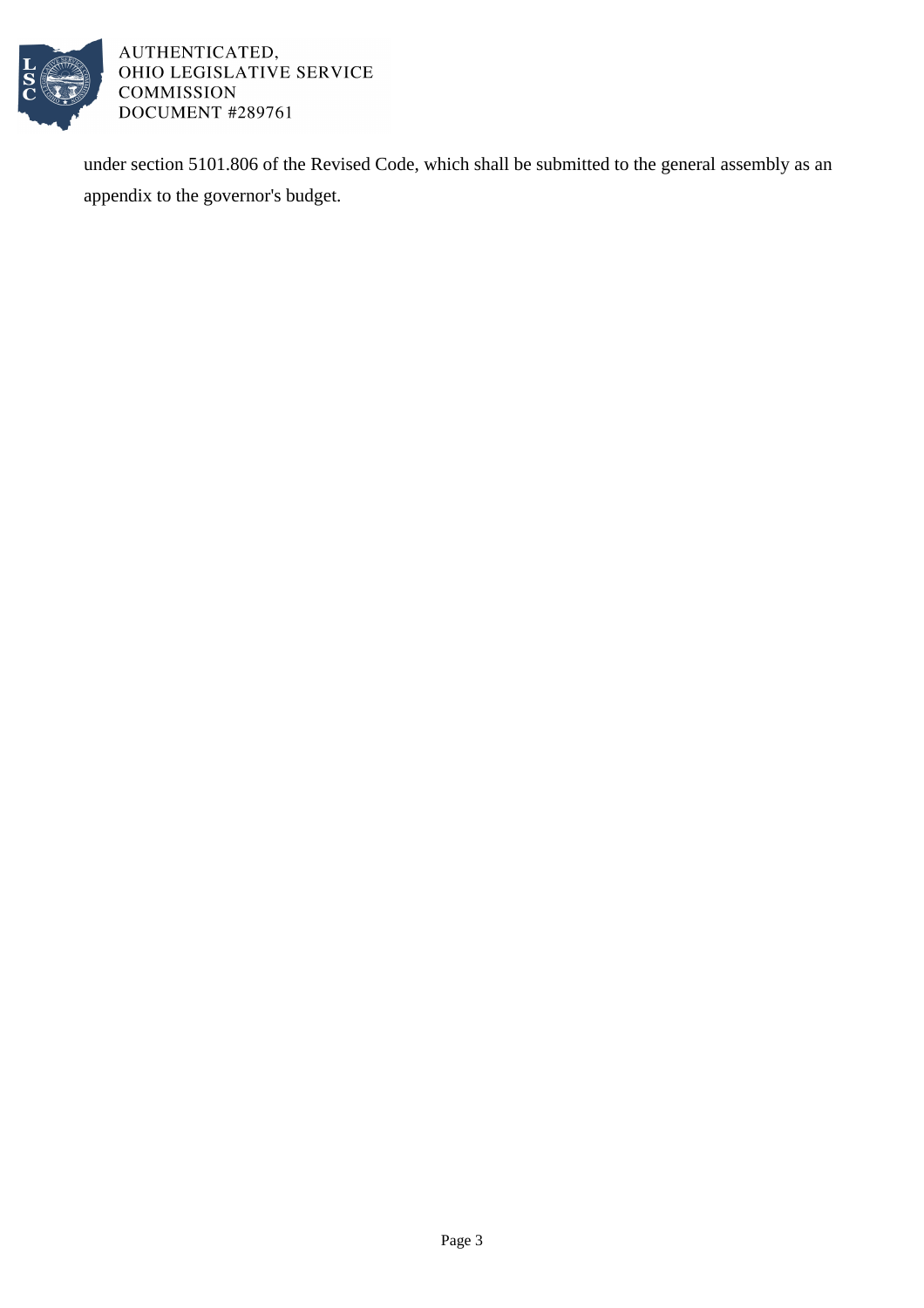under section 5101.806 of the Revised Code, which shall be submitted to the general assembly as an appendix to the governor's budget.